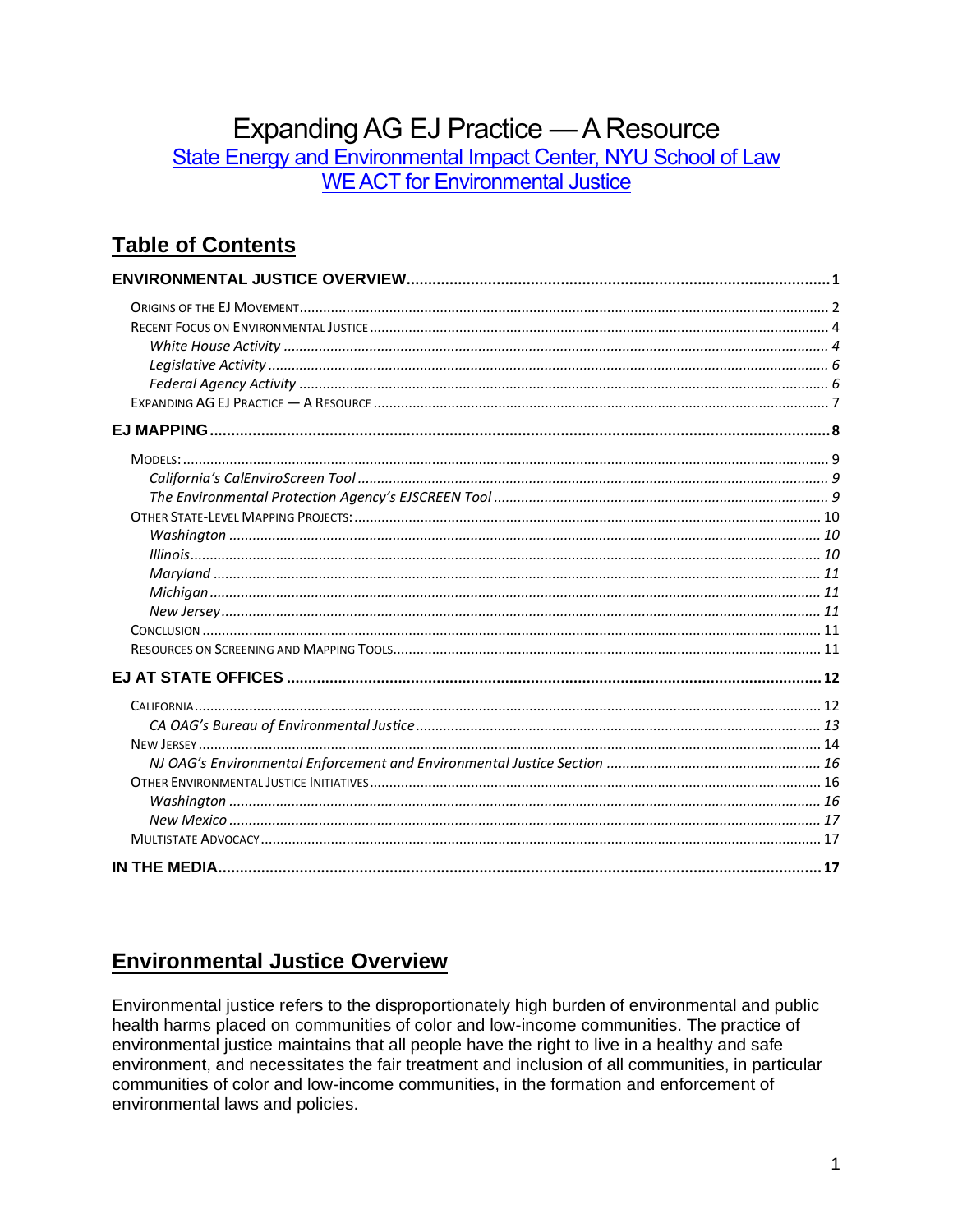# Expanding AG EJ Practice — A Resource

[State Energy and Environmental Impact Center, NYU School of Law](#)
[WE ACT for Environmental Justice](#)

## Table of Contents

**ENVIRONMENTAL JUSTICE OVERVIEW** .......... 1

- ORIGINS OF THE EJ MOVEMENT .......... 2
- RECENT FOCUS ON ENVIRONMENTAL JUSTICE .......... 4
  - *White House Activity* .......... *4*
  - *Legislative Activity* .......... *6*
  - *Federal Agency Activity* .......... *6*
- EXPANDING AG EJ PRACTICE — A RESOURCE .......... 7

**EJ MAPPING** .......... 8

- MODELS: .......... 9
  - *California's CalEnviroScreen Tool* .......... *9*
  - *The Environmental Protection Agency's EJSCREEN Tool* .......... *9*
- OTHER STATE-LEVEL MAPPING PROJECTS: .......... 10
  - *Washington* .......... *10*
  - *Illinois* .......... *10*
  - *Maryland* .......... *11*
  - *Michigan* .......... *11*
  - *New Jersey* .......... *11*
- CONCLUSION .......... 11
- RESOURCES ON SCREENING AND MAPPING TOOLS .......... 11

**EJ AT STATE OFFICES** .......... 12

- CALIFORNIA .......... 12
  - *CA OAG's Bureau of Environmental Justice* .......... *13*
- NEW JERSEY .......... 14
  - *NJ OAG's Environmental Enforcement and Environmental Justice Section* .......... *16*
- OTHER ENVIRONMENTAL JUSTICE INITIATIVES .......... 16
  - *Washington* .......... *16*
  - *New Mexico* .......... *17*
- MULTISTATE ADVOCACY .......... 17

**IN THE MEDIA** .......... 17

## Environmental Justice Overview

Environmental justice refers to the disproportionately high burden of environmental and public health harms placed on communities of color and low-income communities. The practice of environmental justice maintains that all people have the right to live in a healthy and safe environment, and necessitates the fair treatment and inclusion of all communities, in particular communities of color and low-income communities, in the formation and enforcement of environmental laws and policies.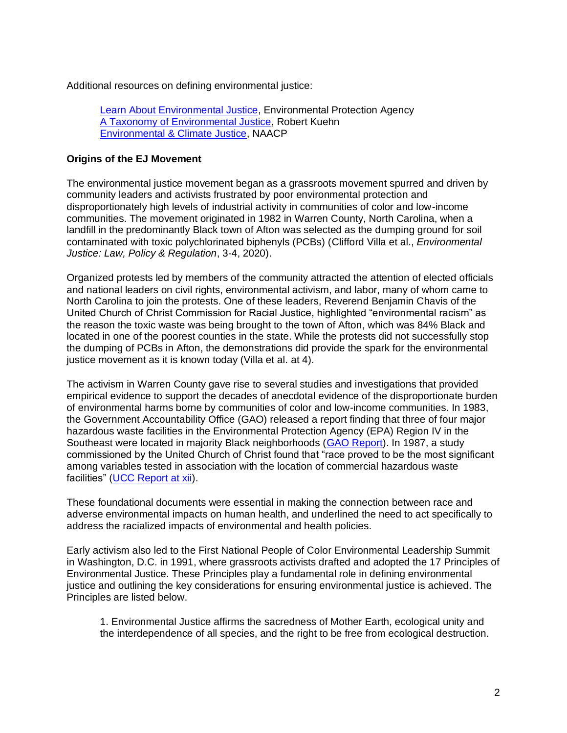Additional resources on defining environmental justice:

> Learn About Environmental Justice, Environmental Protection Agency
> A Taxonomy of Environmental Justice, Robert Kuehn
> Environmental & Climate Justice, NAACP

**Origins of the EJ Movement**

The environmental justice movement began as a grassroots movement spurred and driven by community leaders and activists frustrated by poor environmental protection and disproportionately high levels of industrial activity in communities of color and low-income communities. The movement originated in 1982 in Warren County, North Carolina, when a landfill in the predominantly Black town of Afton was selected as the dumping ground for soil contaminated with toxic polychlorinated biphenyls (PCBs) (Clifford Villa et al., *Environmental Justice: Law, Policy & Regulation*, 3-4, 2020).

Organized protests led by members of the community attracted the attention of elected officials and national leaders on civil rights, environmental activism, and labor, many of whom came to North Carolina to join the protests. One of these leaders, Reverend Benjamin Chavis of the United Church of Christ Commission for Racial Justice, highlighted "environmental racism" as the reason the toxic waste was being brought to the town of Afton, which was 84% Black and located in one of the poorest counties in the state. While the protests did not successfully stop the dumping of PCBs in Afton, the demonstrations did provide the spark for the environmental justice movement as it is known today (Villa et al. at 4).

The activism in Warren County gave rise to several studies and investigations that provided empirical evidence to support the decades of anecdotal evidence of the disproportionate burden of environmental harms borne by communities of color and low-income communities. In 1983, the Government Accountability Office (GAO) released a report finding that three of four major hazardous waste facilities in the Environmental Protection Agency (EPA) Region IV in the Southeast were located in majority Black neighborhoods (GAO Report). In 1987, a study commissioned by the United Church of Christ found that "race proved to be the most significant among variables tested in association with the location of commercial hazardous waste facilities" (UCC Report at xii).

These foundational documents were essential in making the connection between race and adverse environmental impacts on human health, and underlined the need to act specifically to address the racialized impacts of environmental and health policies.

Early activism also led to the First National People of Color Environmental Leadership Summit in Washington, D.C. in 1991, where grassroots activists drafted and adopted the 17 Principles of Environmental Justice. These Principles play a fundamental role in defining environmental justice and outlining the key considerations for ensuring environmental justice is achieved. The Principles are listed below.

> 1. Environmental Justice affirms the sacredness of Mother Earth, ecological unity and the interdependence of all species, and the right to be free from ecological destruction.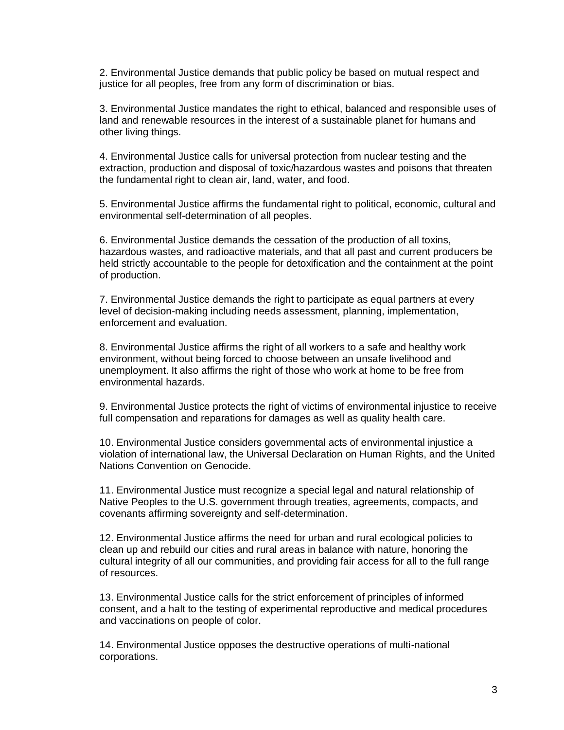2. Environmental Justice demands that public policy be based on mutual respect and justice for all peoples, free from any form of discrimination or bias.

3. Environmental Justice mandates the right to ethical, balanced and responsible uses of land and renewable resources in the interest of a sustainable planet for humans and other living things.

4. Environmental Justice calls for universal protection from nuclear testing and the extraction, production and disposal of toxic/hazardous wastes and poisons that threaten the fundamental right to clean air, land, water, and food.

5. Environmental Justice affirms the fundamental right to political, economic, cultural and environmental self-determination of all peoples.

6. Environmental Justice demands the cessation of the production of all toxins, hazardous wastes, and radioactive materials, and that all past and current producers be held strictly accountable to the people for detoxification and the containment at the point of production.

7. Environmental Justice demands the right to participate as equal partners at every level of decision-making including needs assessment, planning, implementation, enforcement and evaluation.

8. Environmental Justice affirms the right of all workers to a safe and healthy work environment, without being forced to choose between an unsafe livelihood and unemployment. It also affirms the right of those who work at home to be free from environmental hazards.

9. Environmental Justice protects the right of victims of environmental injustice to receive full compensation and reparations for damages as well as quality health care.

10. Environmental Justice considers governmental acts of environmental injustice a violation of international law, the Universal Declaration on Human Rights, and the United Nations Convention on Genocide.

11. Environmental Justice must recognize a special legal and natural relationship of Native Peoples to the U.S. government through treaties, agreements, compacts, and covenants affirming sovereignty and self-determination.

12. Environmental Justice affirms the need for urban and rural ecological policies to clean up and rebuild our cities and rural areas in balance with nature, honoring the cultural integrity of all our communities, and providing fair access for all to the full range of resources.

13. Environmental Justice calls for the strict enforcement of principles of informed consent, and a halt to the testing of experimental reproductive and medical procedures and vaccinations on people of color.

14. Environmental Justice opposes the destructive operations of multi-national corporations.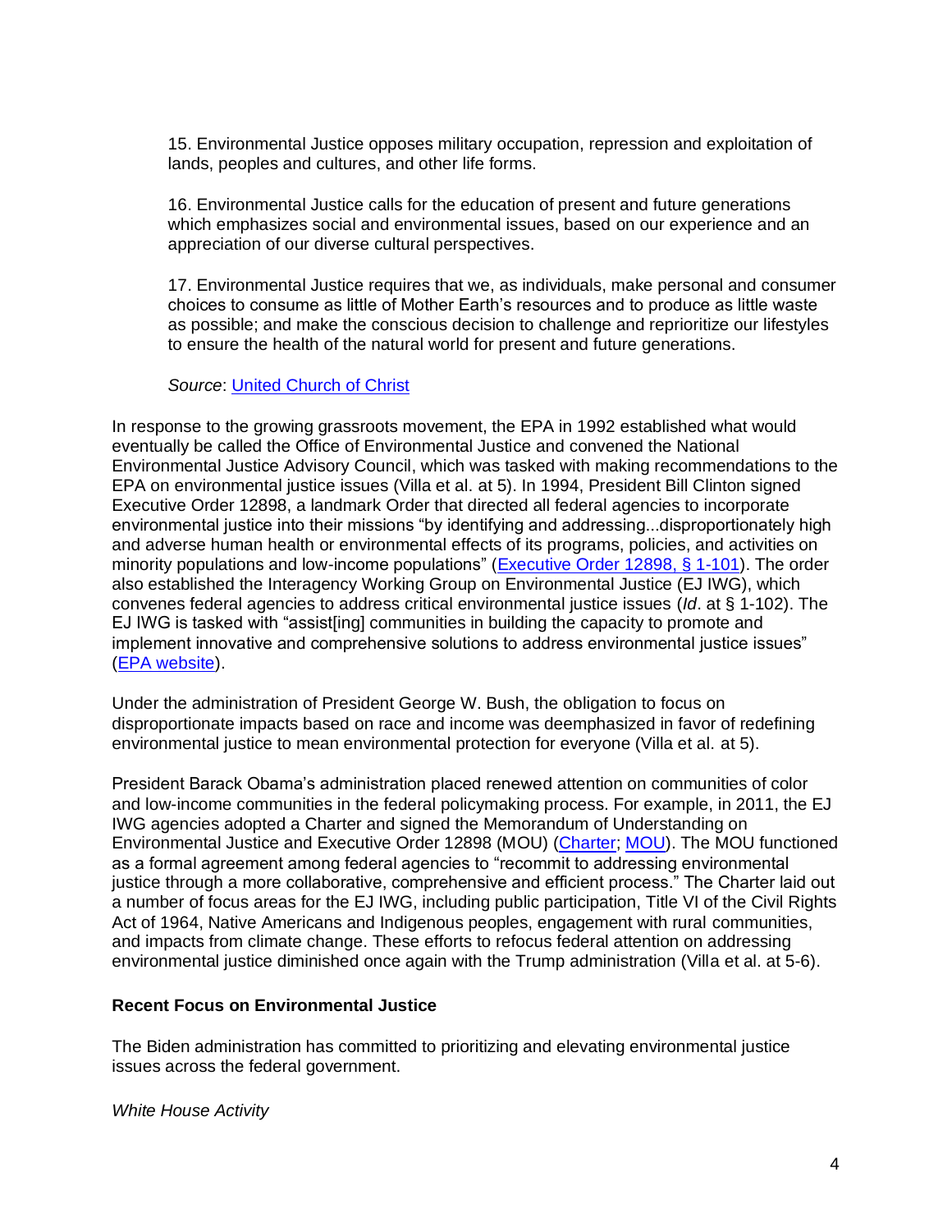15. Environmental Justice opposes military occupation, repression and exploitation of lands, peoples and cultures, and other life forms.

16. Environmental Justice calls for the education of present and future generations which emphasizes social and environmental issues, based on our experience and an appreciation of our diverse cultural perspectives.

17. Environmental Justice requires that we, as individuals, make personal and consumer choices to consume as little of Mother Earth's resources and to produce as little waste as possible; and make the conscious decision to challenge and reprioritize our lifestyles to ensure the health of the natural world for present and future generations.

*Source*: United Church of Christ

In response to the growing grassroots movement, the EPA in 1992 established what would eventually be called the Office of Environmental Justice and convened the National Environmental Justice Advisory Council, which was tasked with making recommendations to the EPA on environmental justice issues (Villa et al. at 5). In 1994, President Bill Clinton signed Executive Order 12898, a landmark Order that directed all federal agencies to incorporate environmental justice into their missions "by identifying and addressing...disproportionately high and adverse human health or environmental effects of its programs, policies, and activities on minority populations and low-income populations" (Executive Order 12898, § 1-101). The order also established the Interagency Working Group on Environmental Justice (EJ IWG), which convenes federal agencies to address critical environmental justice issues (*Id*. at § 1-102). The EJ IWG is tasked with "assist[ing] communities in building the capacity to promote and implement innovative and comprehensive solutions to address environmental justice issues" (EPA website).

Under the administration of President George W. Bush, the obligation to focus on disproportionate impacts based on race and income was deemphasized in favor of redefining environmental justice to mean environmental protection for everyone (Villa et al. at 5).

President Barack Obama's administration placed renewed attention on communities of color and low-income communities in the federal policymaking process. For example, in 2011, the EJ IWG agencies adopted a Charter and signed the Memorandum of Understanding on Environmental Justice and Executive Order 12898 (MOU) (Charter; MOU). The MOU functioned as a formal agreement among federal agencies to "recommit to addressing environmental justice through a more collaborative, comprehensive and efficient process." The Charter laid out a number of focus areas for the EJ IWG, including public participation, Title VI of the Civil Rights Act of 1964, Native Americans and Indigenous peoples, engagement with rural communities, and impacts from climate change. These efforts to refocus federal attention on addressing environmental justice diminished once again with the Trump administration (Villa et al. at 5-6).

**Recent Focus on Environmental Justice**

The Biden administration has committed to prioritizing and elevating environmental justice issues across the federal government.

*White House Activity*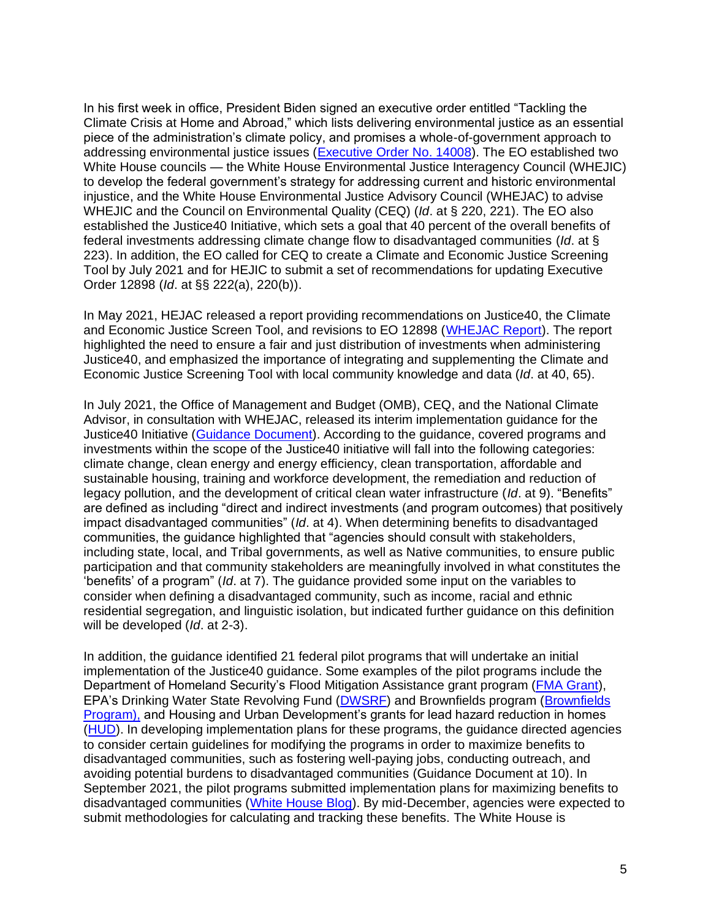In his first week in office, President Biden signed an executive order entitled "Tackling the Climate Crisis at Home and Abroad," which lists delivering environmental justice as an essential piece of the administration's climate policy, and promises a whole-of-government approach to addressing environmental justice issues ([Executive Order No. 14008]). The EO established two White House councils — the White House Environmental Justice Interagency Council (WHEJIC) to develop the federal government's strategy for addressing current and historic environmental injustice, and the White House Environmental Justice Advisory Council (WHEJAC) to advise WHEJIC and the Council on Environmental Quality (CEQ) (*Id*. at § 220, 221). The EO also established the Justice40 Initiative, which sets a goal that 40 percent of the overall benefits of federal investments addressing climate change flow to disadvantaged communities (*Id*. at § 223). In addition, the EO called for CEQ to create a Climate and Economic Justice Screening Tool by July 2021 and for HEJIC to submit a set of recommendations for updating Executive Order 12898 (*Id*. at §§ 222(a), 220(b)).

In May 2021, HEJAC released a report providing recommendations on Justice40, the Climate and Economic Justice Screen Tool, and revisions to EO 12898 ([WHEJAC Report]). The report highlighted the need to ensure a fair and just distribution of investments when administering Justice40, and emphasized the importance of integrating and supplementing the Climate and Economic Justice Screening Tool with local community knowledge and data (*Id*. at 40, 65).

In July 2021, the Office of Management and Budget (OMB), CEQ, and the National Climate Advisor, in consultation with WHEJAC, released its interim implementation guidance for the Justice40 Initiative ([Guidance Document]). According to the guidance, covered programs and investments within the scope of the Justice40 initiative will fall into the following categories: climate change, clean energy and energy efficiency, clean transportation, affordable and sustainable housing, training and workforce development, the remediation and reduction of legacy pollution, and the development of critical clean water infrastructure (*Id*. at 9). "Benefits" are defined as including "direct and indirect investments (and program outcomes) that positively impact disadvantaged communities" (*Id*. at 4). When determining benefits to disadvantaged communities, the guidance highlighted that "agencies should consult with stakeholders, including state, local, and Tribal governments, as well as Native communities, to ensure public participation and that community stakeholders are meaningfully involved in what constitutes the 'benefits' of a program" (*Id*. at 7). The guidance provided some input on the variables to consider when defining a disadvantaged community, such as income, racial and ethnic residential segregation, and linguistic isolation, but indicated further guidance on this definition will be developed (*Id*. at 2-3).

In addition, the guidance identified 21 federal pilot programs that will undertake an initial implementation of the Justice40 guidance. Some examples of the pilot programs include the Department of Homeland Security's Flood Mitigation Assistance grant program ([FMA Grant]), EPA's Drinking Water State Revolving Fund ([DWSRF]) and Brownfields program ([Brownfields Program),] and Housing and Urban Development's grants for lead hazard reduction in homes ([HUD]). In developing implementation plans for these programs, the guidance directed agencies to consider certain guidelines for modifying the programs in order to maximize benefits to disadvantaged communities, such as fostering well-paying jobs, conducting outreach, and avoiding potential burdens to disadvantaged communities (Guidance Document at 10). In September 2021, the pilot programs submitted implementation plans for maximizing benefits to disadvantaged communities ([White House Blog]). By mid-December, agencies were expected to submit methodologies for calculating and tracking these benefits. The White House is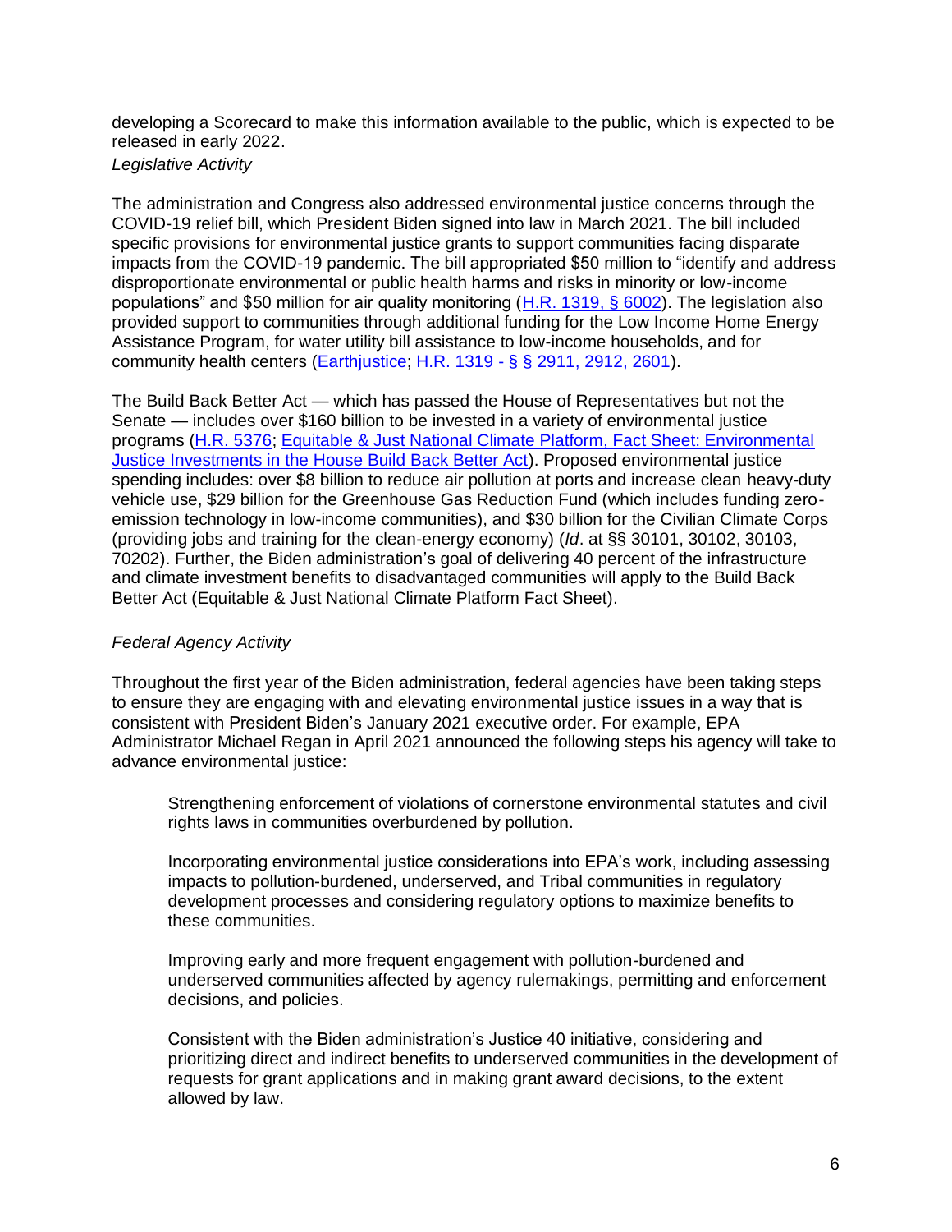developing a Scorecard to make this information available to the public, which is expected to be released in early 2022.

*Legislative Activity*

The administration and Congress also addressed environmental justice concerns through the COVID-19 relief bill, which President Biden signed into law in March 2021. The bill included specific provisions for environmental justice grants to support communities facing disparate impacts from the COVID-19 pandemic. The bill appropriated $50 million to "identify and address disproportionate environmental or public health harms and risks in minority or low-income populations" and $50 million for air quality monitoring (H.R. 1319, § 6002). The legislation also provided support to communities through additional funding for the Low Income Home Energy Assistance Program, for water utility bill assistance to low-income households, and for community health centers (Earthjustice; H.R. 1319 - § § 2911, 2912, 2601).

The Build Back Better Act — which has passed the House of Representatives but not the Senate — includes over $160 billion to be invested in a variety of environmental justice programs (H.R. 5376; Equitable & Just National Climate Platform, Fact Sheet: Environmental Justice Investments in the House Build Back Better Act). Proposed environmental justice spending includes: over $8 billion to reduce air pollution at ports and increase clean heavy-duty vehicle use, $29 billion for the Greenhouse Gas Reduction Fund (which includes funding zero-emission technology in low-income communities), and $30 billion for the Civilian Climate Corps (providing jobs and training for the clean-energy economy) (*Id*. at §§ 30101, 30102, 30103, 70202). Further, the Biden administration's goal of delivering 40 percent of the infrastructure and climate investment benefits to disadvantaged communities will apply to the Build Back Better Act (Equitable & Just National Climate Platform Fact Sheet).

*Federal Agency Activity*

Throughout the first year of the Biden administration, federal agencies have been taking steps to ensure they are engaging with and elevating environmental justice issues in a way that is consistent with President Biden's January 2021 executive order. For example, EPA Administrator Michael Regan in April 2021 announced the following steps his agency will take to advance environmental justice:

> Strengthening enforcement of violations of cornerstone environmental statutes and civil rights laws in communities overburdened by pollution.
>
> Incorporating environmental justice considerations into EPA's work, including assessing impacts to pollution-burdened, underserved, and Tribal communities in regulatory development processes and considering regulatory options to maximize benefits to these communities.
>
> Improving early and more frequent engagement with pollution-burdened and underserved communities affected by agency rulemakings, permitting and enforcement decisions, and policies.
>
> Consistent with the Biden administration's Justice 40 initiative, considering and prioritizing direct and indirect benefits to underserved communities in the development of requests for grant applications and in making grant award decisions, to the extent allowed by law.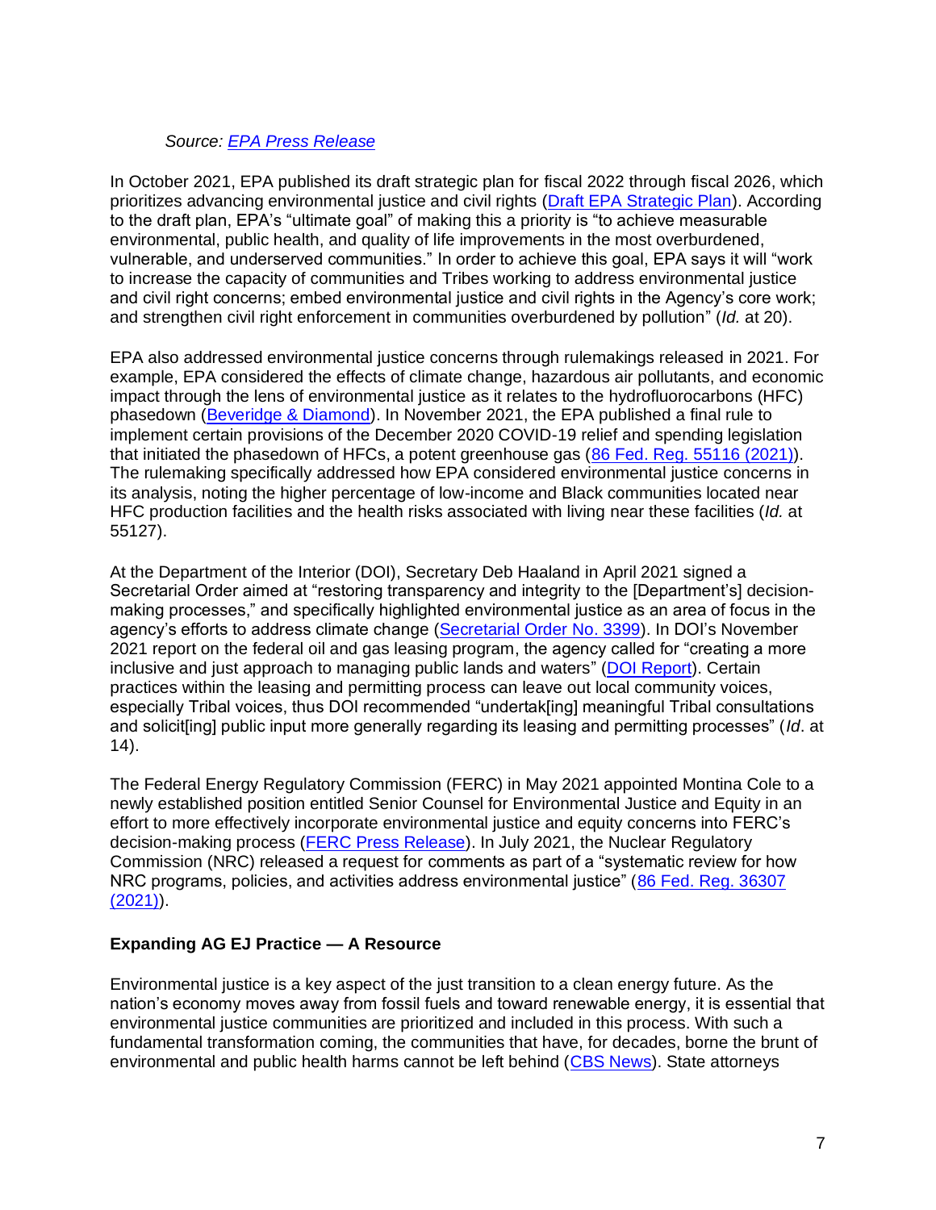*Source: EPA Press Release*

In October 2021, EPA published its draft strategic plan for fiscal 2022 through fiscal 2026, which prioritizes advancing environmental justice and civil rights (Draft EPA Strategic Plan). According to the draft plan, EPA's "ultimate goal" of making this a priority is "to achieve measurable environmental, public health, and quality of life improvements in the most overburdened, vulnerable, and underserved communities." In order to achieve this goal, EPA says it will "work to increase the capacity of communities and Tribes working to address environmental justice and civil right concerns; embed environmental justice and civil rights in the Agency's core work; and strengthen civil right enforcement in communities overburdened by pollution" (*Id.* at 20).

EPA also addressed environmental justice concerns through rulemakings released in 2021. For example, EPA considered the effects of climate change, hazardous air pollutants, and economic impact through the lens of environmental justice as it relates to the hydrofluorocarbons (HFC) phasedown (Beveridge & Diamond). In November 2021, the EPA published a final rule to implement certain provisions of the December 2020 COVID-19 relief and spending legislation that initiated the phasedown of HFCs, a potent greenhouse gas (86 Fed. Reg. 55116 (2021)). The rulemaking specifically addressed how EPA considered environmental justice concerns in its analysis, noting the higher percentage of low-income and Black communities located near HFC production facilities and the health risks associated with living near these facilities (*Id.* at 55127).

At the Department of the Interior (DOI), Secretary Deb Haaland in April 2021 signed a Secretarial Order aimed at "restoring transparency and integrity to the [Department's] decision-making processes," and specifically highlighted environmental justice as an area of focus in the agency's efforts to address climate change (Secretarial Order No. 3399). In DOI's November 2021 report on the federal oil and gas leasing program, the agency called for "creating a more inclusive and just approach to managing public lands and waters" (DOI Report). Certain practices within the leasing and permitting process can leave out local community voices, especially Tribal voices, thus DOI recommended "undertak[ing] meaningful Tribal consultations and solicit[ing] public input more generally regarding its leasing and permitting processes" (*Id*. at 14).

The Federal Energy Regulatory Commission (FERC) in May 2021 appointed Montina Cole to a newly established position entitled Senior Counsel for Environmental Justice and Equity in an effort to more effectively incorporate environmental justice and equity concerns into FERC's decision-making process (FERC Press Release). In July 2021, the Nuclear Regulatory Commission (NRC) released a request for comments as part of a "systematic review for how NRC programs, policies, and activities address environmental justice" (86 Fed. Reg. 36307 (2021)).

## Expanding AG EJ Practice — A Resource

Environmental justice is a key aspect of the just transition to a clean energy future. As the nation's economy moves away from fossil fuels and toward renewable energy, it is essential that environmental justice communities are prioritized and included in this process. With such a fundamental transformation coming, the communities that have, for decades, borne the brunt of environmental and public health harms cannot be left behind (CBS News). State attorneys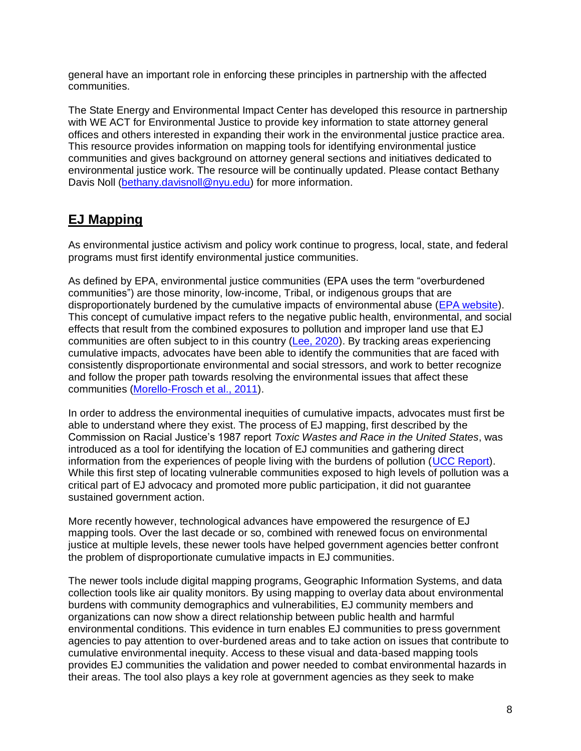general have an important role in enforcing these principles in partnership with the affected communities.

The State Energy and Environmental Impact Center has developed this resource in partnership with WE ACT for Environmental Justice to provide key information to state attorney general offices and others interested in expanding their work in the environmental justice practice area. This resource provides information on mapping tools for identifying environmental justice communities and gives background on attorney general sections and initiatives dedicated to environmental justice work. The resource will be continually updated. Please contact Bethany Davis Noll ([bethany.davisnoll@nyu.edu](mailto:bethany.davisnoll@nyu.edu)) for more information.

## EJ Mapping

As environmental justice activism and policy work continue to progress, local, state, and federal programs must first identify environmental justice communities.

As defined by EPA, environmental justice communities (EPA uses the term "overburdened communities") are those minority, low-income, Tribal, or indigenous groups that are disproportionately burdened by the cumulative impacts of environmental abuse (EPA website). This concept of cumulative impact refers to the negative public health, environmental, and social effects that result from the combined exposures to pollution and improper land use that EJ communities are often subject to in this country (Lee, 2020). By tracking areas experiencing cumulative impacts, advocates have been able to identify the communities that are faced with consistently disproportionate environmental and social stressors, and work to better recognize and follow the proper path towards resolving the environmental issues that affect these communities (Morello-Frosch et al., 2011).

In order to address the environmental inequities of cumulative impacts, advocates must first be able to understand where they exist. The process of EJ mapping, first described by the Commission on Racial Justice's 1987 report *Toxic Wastes and Race in the United States*, was introduced as a tool for identifying the location of EJ communities and gathering direct information from the experiences of people living with the burdens of pollution (UCC Report). While this first step of locating vulnerable communities exposed to high levels of pollution was a critical part of EJ advocacy and promoted more public participation, it did not guarantee sustained government action.

More recently however, technological advances have empowered the resurgence of EJ mapping tools. Over the last decade or so, combined with renewed focus on environmental justice at multiple levels, these newer tools have helped government agencies better confront the problem of disproportionate cumulative impacts in EJ communities.

The newer tools include digital mapping programs, Geographic Information Systems, and data collection tools like air quality monitors. By using mapping to overlay data about environmental burdens with community demographics and vulnerabilities, EJ community members and organizations can now show a direct relationship between public health and harmful environmental conditions. This evidence in turn enables EJ communities to press government agencies to pay attention to over-burdened areas and to take action on issues that contribute to cumulative environmental inequity. Access to these visual and data-based mapping tools provides EJ communities the validation and power needed to combat environmental hazards in their areas. The tool also plays a key role at government agencies as they seek to make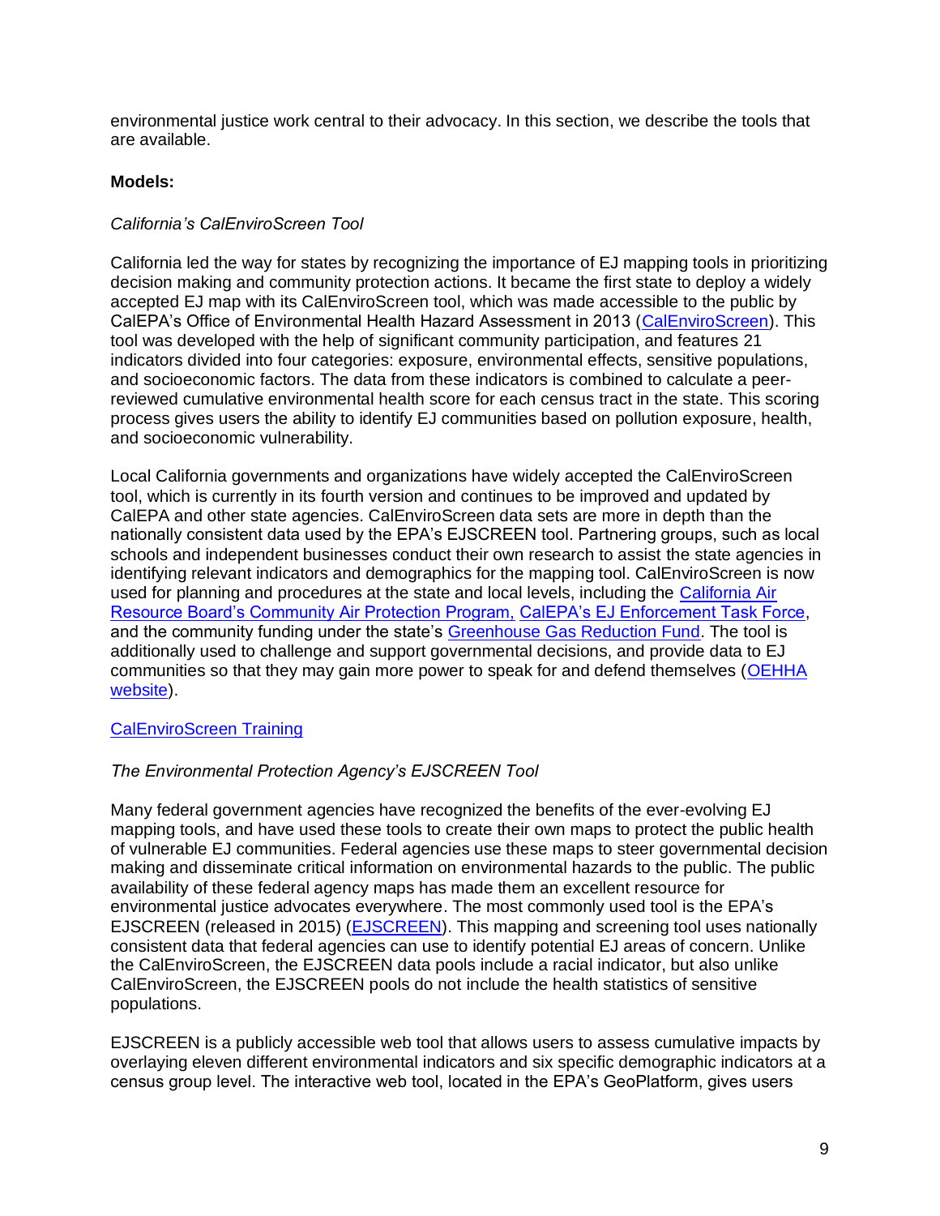environmental justice work central to their advocacy. In this section, we describe the tools that are available.

**Models:**

*California's CalEnviroScreen Tool*

California led the way for states by recognizing the importance of EJ mapping tools in prioritizing decision making and community protection actions. It became the first state to deploy a widely accepted EJ map with its CalEnviroScreen tool, which was made accessible to the public by CalEPA's Office of Environmental Health Hazard Assessment in 2013 ([CalEnviroScreen]()). This tool was developed with the help of significant community participation, and features 21 indicators divided into four categories: exposure, environmental effects, sensitive populations, and socioeconomic factors. The data from these indicators is combined to calculate a peer-reviewed cumulative environmental health score for each census tract in the state. This scoring process gives users the ability to identify EJ communities based on pollution exposure, health, and socioeconomic vulnerability.

Local California governments and organizations have widely accepted the CalEnviroScreen tool, which is currently in its fourth version and continues to be improved and updated by CalEPA and other state agencies. CalEnviroScreen data sets are more in depth than the nationally consistent data used by the EPA's EJSCREEN tool. Partnering groups, such as local schools and independent businesses conduct their own research to assist the state agencies in identifying relevant indicators and demographics for the mapping tool. CalEnviroScreen is now used for planning and procedures at the state and local levels, including the [California Air Resource Board's Community Air Protection Program,]() [CalEPA's EJ Enforcement Task Force](), and the community funding under the state's [Greenhouse Gas Reduction Fund](). The tool is additionally used to challenge and support governmental decisions, and provide data to EJ communities so that they may gain more power to speak for and defend themselves ([OEHHA website]()).

[CalEnviroScreen Training]()

*The Environmental Protection Agency's EJSCREEN Tool*

Many federal government agencies have recognized the benefits of the ever-evolving EJ mapping tools, and have used these tools to create their own maps to protect the public health of vulnerable EJ communities. Federal agencies use these maps to steer governmental decision making and disseminate critical information on environmental hazards to the public. The public availability of these federal agency maps has made them an excellent resource for environmental justice advocates everywhere. The most commonly used tool is the EPA's EJSCREEN (released in 2015) ([EJSCREEN]()). This mapping and screening tool uses nationally consistent data that federal agencies can use to identify potential EJ areas of concern. Unlike the CalEnviroScreen, the EJSCREEN data pools include a racial indicator, but also unlike CalEnviroScreen, the EJSCREEN pools do not include the health statistics of sensitive populations.

EJSCREEN is a publicly accessible web tool that allows users to assess cumulative impacts by overlaying eleven different environmental indicators and six specific demographic indicators at a census group level. The interactive web tool, located in the EPA's GeoPlatform, gives users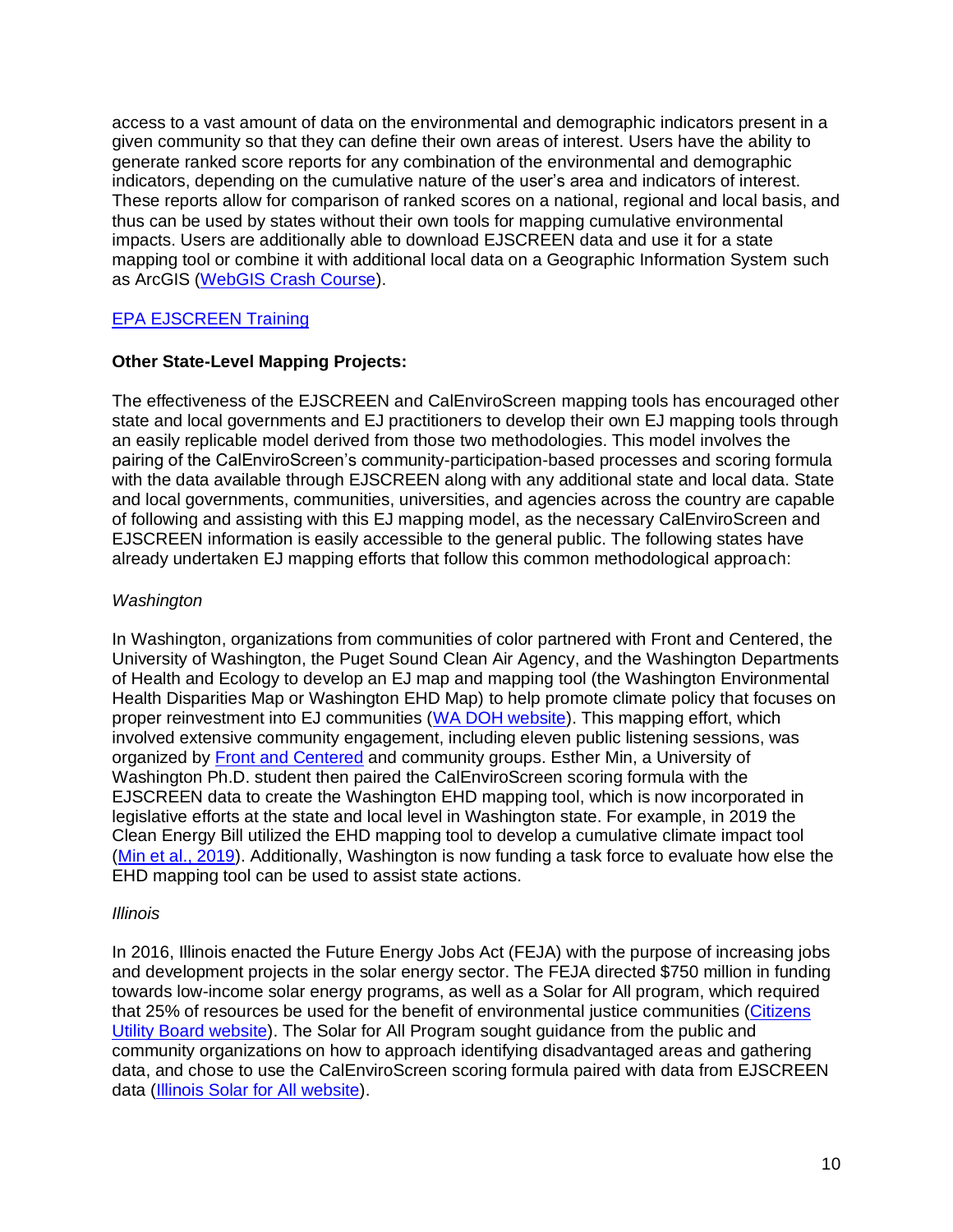access to a vast amount of data on the environmental and demographic indicators present in a given community so that they can define their own areas of interest. Users have the ability to generate ranked score reports for any combination of the environmental and demographic indicators, depending on the cumulative nature of the user's area and indicators of interest. These reports allow for comparison of ranked scores on a national, regional and local basis, and thus can be used by states without their own tools for mapping cumulative environmental impacts. Users are additionally able to download EJSCREEN data and use it for a state mapping tool or combine it with additional local data on a Geographic Information System such as ArcGIS (WebGIS Crash Course).

EPA EJSCREEN Training

**Other State-Level Mapping Projects:**

The effectiveness of the EJSCREEN and CalEnviroScreen mapping tools has encouraged other state and local governments and EJ practitioners to develop their own EJ mapping tools through an easily replicable model derived from those two methodologies. This model involves the pairing of the CalEnviroScreen's community-participation-based processes and scoring formula with the data available through EJSCREEN along with any additional state and local data. State and local governments, communities, universities, and agencies across the country are capable of following and assisting with this EJ mapping model, as the necessary CalEnviroScreen and EJSCREEN information is easily accessible to the general public. The following states have already undertaken EJ mapping efforts that follow this common methodological approach:

*Washington*

In Washington, organizations from communities of color partnered with Front and Centered, the University of Washington, the Puget Sound Clean Air Agency, and the Washington Departments of Health and Ecology to develop an EJ map and mapping tool (the Washington Environmental Health Disparities Map or Washington EHD Map) to help promote climate policy that focuses on proper reinvestment into EJ communities (WA DOH website). This mapping effort, which involved extensive community engagement, including eleven public listening sessions, was organized by Front and Centered and community groups. Esther Min, a University of Washington Ph.D. student then paired the CalEnviroScreen scoring formula with the EJSCREEN data to create the Washington EHD mapping tool, which is now incorporated in legislative efforts at the state and local level in Washington state. For example, in 2019 the Clean Energy Bill utilized the EHD mapping tool to develop a cumulative climate impact tool (Min et al., 2019). Additionally, Washington is now funding a task force to evaluate how else the EHD mapping tool can be used to assist state actions.

*Illinois*

In 2016, Illinois enacted the Future Energy Jobs Act (FEJA) with the purpose of increasing jobs and development projects in the solar energy sector. The FEJA directed $750 million in funding towards low-income solar energy programs, as well as a Solar for All program, which required that 25% of resources be used for the benefit of environmental justice communities (Citizens Utility Board website). The Solar for All Program sought guidance from the public and community organizations on how to approach identifying disadvantaged areas and gathering data, and chose to use the CalEnviroScreen scoring formula paired with data from EJSCREEN data (Illinois Solar for All website).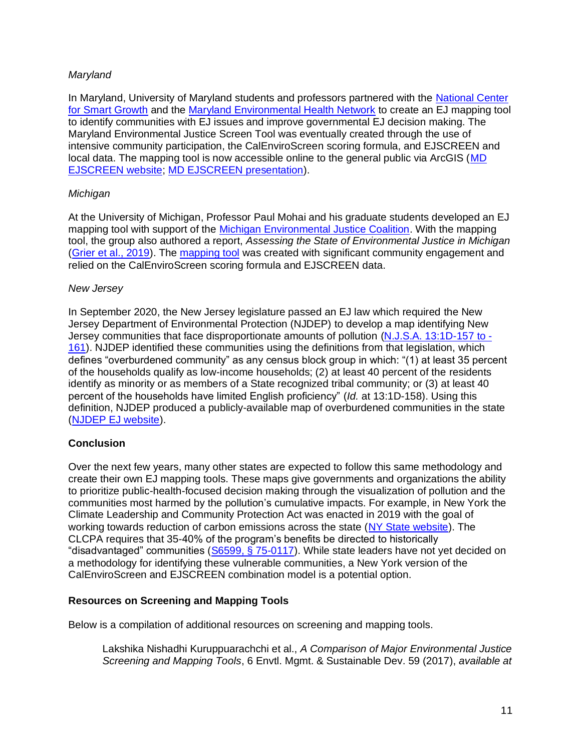*Maryland*

In Maryland, University of Maryland students and professors partnered with the National Center for Smart Growth and the Maryland Environmental Health Network to create an EJ mapping tool to identify communities with EJ issues and improve governmental EJ decision making. The Maryland Environmental Justice Screen Tool was eventually created through the use of intensive community participation, the CalEnviroScreen scoring formula, and EJSCREEN and local data. The mapping tool is now accessible online to the general public via ArcGIS (MD EJSCREEN website; MD EJSCREEN presentation).

*Michigan*

At the University of Michigan, Professor Paul Mohai and his graduate students developed an EJ mapping tool with support of the Michigan Environmental Justice Coalition. With the mapping tool, the group also authored a report, *Assessing the State of Environmental Justice in Michigan* (Grier et al., 2019). The mapping tool was created with significant community engagement and relied on the CalEnviroScreen scoring formula and EJSCREEN data.

*New Jersey*

In September 2020, the New Jersey legislature passed an EJ law which required the New Jersey Department of Environmental Protection (NJDEP) to develop a map identifying New Jersey communities that face disproportionate amounts of pollution (N.J.S.A. 13:1D-157 to -161). NJDEP identified these communities using the definitions from that legislation, which defines "overburdened community" as any census block group in which: "(1) at least 35 percent of the households qualify as low-income households; (2) at least 40 percent of the residents identify as minority or as members of a State recognized tribal community; or (3) at least 40 percent of the households have limited English proficiency" (*Id.* at 13:1D-158). Using this definition, NJDEP produced a publicly-available map of overburdened communities in the state (NJDEP EJ website).

**Conclusion**

Over the next few years, many other states are expected to follow this same methodology and create their own EJ mapping tools. These maps give governments and organizations the ability to prioritize public-health-focused decision making through the visualization of pollution and the communities most harmed by the pollution's cumulative impacts. For example, in New York the Climate Leadership and Community Protection Act was enacted in 2019 with the goal of working towards reduction of carbon emissions across the state (NY State website). The CLCPA requires that 35-40% of the program's benefits be directed to historically "disadvantaged" communities (S6599, § 75-0117). While state leaders have not yet decided on a methodology for identifying these vulnerable communities, a New York version of the CalEnviroScreen and EJSCREEN combination model is a potential option.

**Resources on Screening and Mapping Tools**

Below is a compilation of additional resources on screening and mapping tools.

> Lakshika Nishadhi Kuruppuarachchi et al., *A Comparison of Major Environmental Justice Screening and Mapping Tools*, 6 Envtl. Mgmt. & Sustainable Dev. 59 (2017), *available at*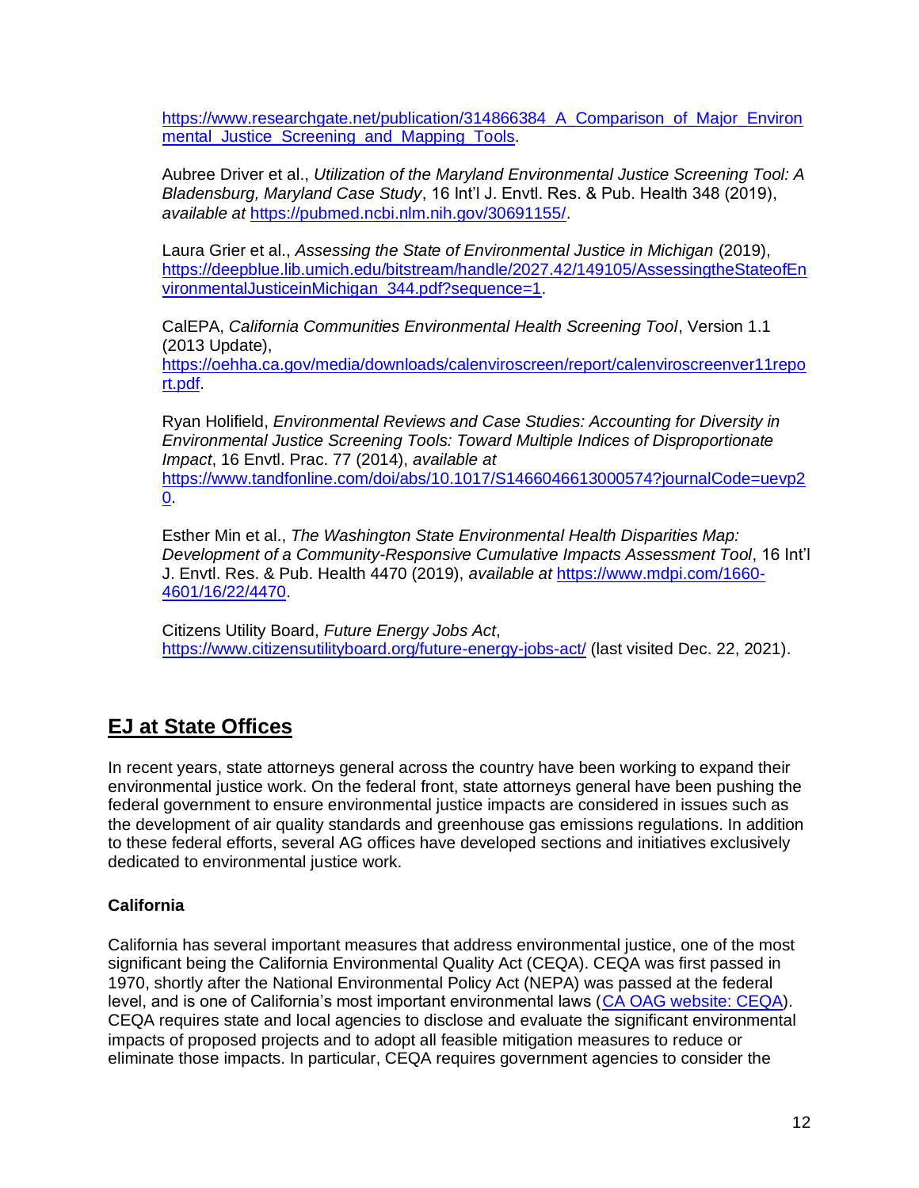https://www.researchgate.net/publication/314866384_A_Comparison_of_Major_Environmental_Justice_Screening_and_Mapping_Tools.

Aubree Driver et al., *Utilization of the Maryland Environmental Justice Screening Tool: A Bladensburg, Maryland Case Study*, 16 Int'l J. Envtl. Res. & Pub. Health 348 (2019), *available at* https://pubmed.ncbi.nlm.nih.gov/30691155/.

Laura Grier et al., *Assessing the State of Environmental Justice in Michigan* (2019), https://deepblue.lib.umich.edu/bitstream/handle/2027.42/149105/AssessingtheStateofEnvironmentalJusticeinMichigan_344.pdf?sequence=1.

CalEPA, *California Communities Environmental Health Screening Tool*, Version 1.1 (2013 Update), https://oehha.ca.gov/media/downloads/calenviroscreen/report/calenviroscreenver11report.pdf.

Ryan Holifield, *Environmental Reviews and Case Studies: Accounting for Diversity in Environmental Justice Screening Tools: Toward Multiple Indices of Disproportionate Impact*, 16 Envtl. Prac. 77 (2014), *available at* https://www.tandfonline.com/doi/abs/10.1017/S1466046613000574?journalCode=uevp20.

Esther Min et al., *The Washington State Environmental Health Disparities Map: Development of a Community-Responsive Cumulative Impacts Assessment Tool*, 16 Int'l J. Envtl. Res. & Pub. Health 4470 (2019), *available at* https://www.mdpi.com/1660-4601/16/22/4470.

Citizens Utility Board, *Future Energy Jobs Act*, https://www.citizensutilityboard.org/future-energy-jobs-act/ (last visited Dec. 22, 2021).

## EJ at State Offices

In recent years, state attorneys general across the country have been working to expand their environmental justice work. On the federal front, state attorneys general have been pushing the federal government to ensure environmental justice impacts are considered in issues such as the development of air quality standards and greenhouse gas emissions regulations. In addition to these federal efforts, several AG offices have developed sections and initiatives exclusively dedicated to environmental justice work.

### California

California has several important measures that address environmental justice, one of the most significant being the California Environmental Quality Act (CEQA). CEQA was first passed in 1970, shortly after the National Environmental Policy Act (NEPA) was passed at the federal level, and is one of California's most important environmental laws (CA OAG website: CEQA). CEQA requires state and local agencies to disclose and evaluate the significant environmental impacts of proposed projects and to adopt all feasible mitigation measures to reduce or eliminate those impacts. In particular, CEQA requires government agencies to consider the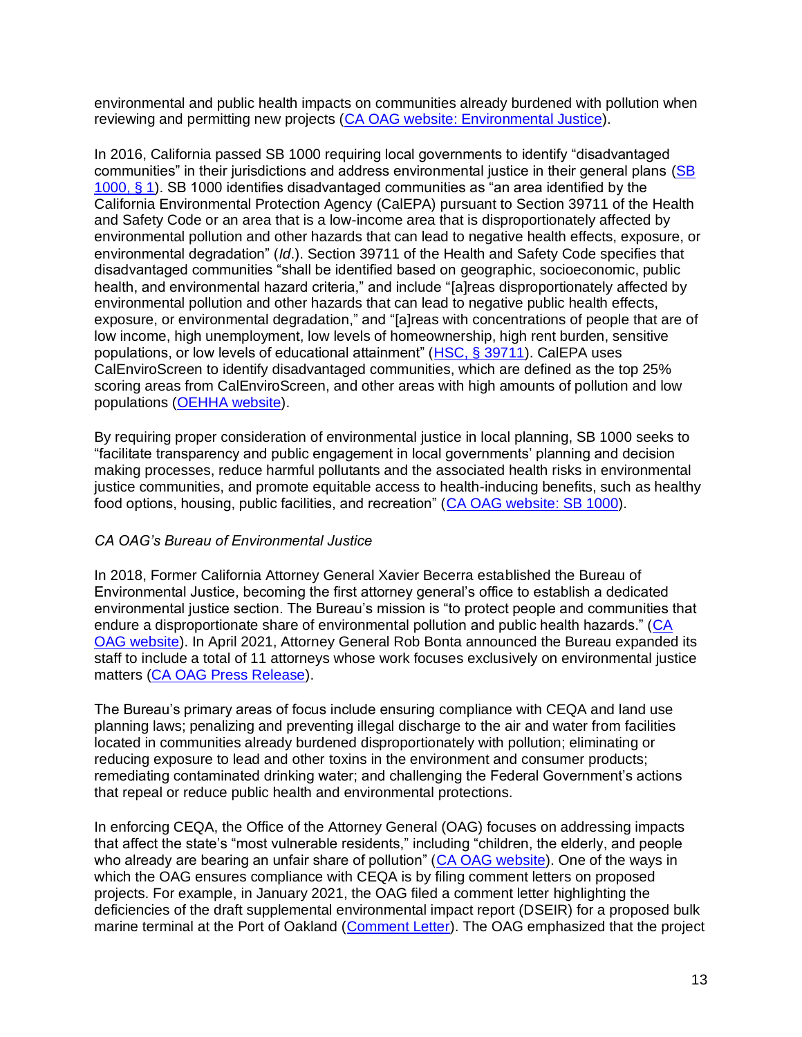environmental and public health impacts on communities already burdened with pollution when reviewing and permitting new projects ([CA OAG website: Environmental Justice]).

In 2016, California passed SB 1000 requiring local governments to identify "disadvantaged communities" in their jurisdictions and address environmental justice in their general plans ([SB 1000, § 1]). SB 1000 identifies disadvantaged communities as "an area identified by the California Environmental Protection Agency (CalEPA) pursuant to Section 39711 of the Health and Safety Code or an area that is a low-income area that is disproportionately affected by environmental pollution and other hazards that can lead to negative health effects, exposure, or environmental degradation" (*Id*.). Section 39711 of the Health and Safety Code specifies that disadvantaged communities "shall be identified based on geographic, socioeconomic, public health, and environmental hazard criteria," and include "[a]reas disproportionately affected by environmental pollution and other hazards that can lead to negative public health effects, exposure, or environmental degradation," and "[a]reas with concentrations of people that are of low income, high unemployment, low levels of homeownership, high rent burden, sensitive populations, or low levels of educational attainment" ([HSC, § 39711]). CalEPA uses CalEnviroScreen to identify disadvantaged communities, which are defined as the top 25% scoring areas from CalEnviroScreen, and other areas with high amounts of pollution and low populations ([OEHHA website]).

By requiring proper consideration of environmental justice in local planning, SB 1000 seeks to "facilitate transparency and public engagement in local governments' planning and decision making processes, reduce harmful pollutants and the associated health risks in environmental justice communities, and promote equitable access to health-inducing benefits, such as healthy food options, housing, public facilities, and recreation" ([CA OAG website: SB 1000]).

*CA OAG's Bureau of Environmental Justice*

In 2018, Former California Attorney General Xavier Becerra established the Bureau of Environmental Justice, becoming the first attorney general's office to establish a dedicated environmental justice section. The Bureau's mission is "to protect people and communities that endure a disproportionate share of environmental pollution and public health hazards." ([CA OAG website]). In April 2021, Attorney General Rob Bonta announced the Bureau expanded its staff to include a total of 11 attorneys whose work focuses exclusively on environmental justice matters ([CA OAG Press Release]).

The Bureau's primary areas of focus include ensuring compliance with CEQA and land use planning laws; penalizing and preventing illegal discharge to the air and water from facilities located in communities already burdened disproportionately with pollution; eliminating or reducing exposure to lead and other toxins in the environment and consumer products; remediating contaminated drinking water; and challenging the Federal Government's actions that repeal or reduce public health and environmental protections.

In enforcing CEQA, the Office of the Attorney General (OAG) focuses on addressing impacts that affect the state's "most vulnerable residents," including "children, the elderly, and people who already are bearing an unfair share of pollution" ([CA OAG website]). One of the ways in which the OAG ensures compliance with CEQA is by filing comment letters on proposed projects. For example, in January 2021, the OAG filed a comment letter highlighting the deficiencies of the draft supplemental environmental impact report (DSEIR) for a proposed bulk marine terminal at the Port of Oakland ([Comment Letter]). The OAG emphasized that the project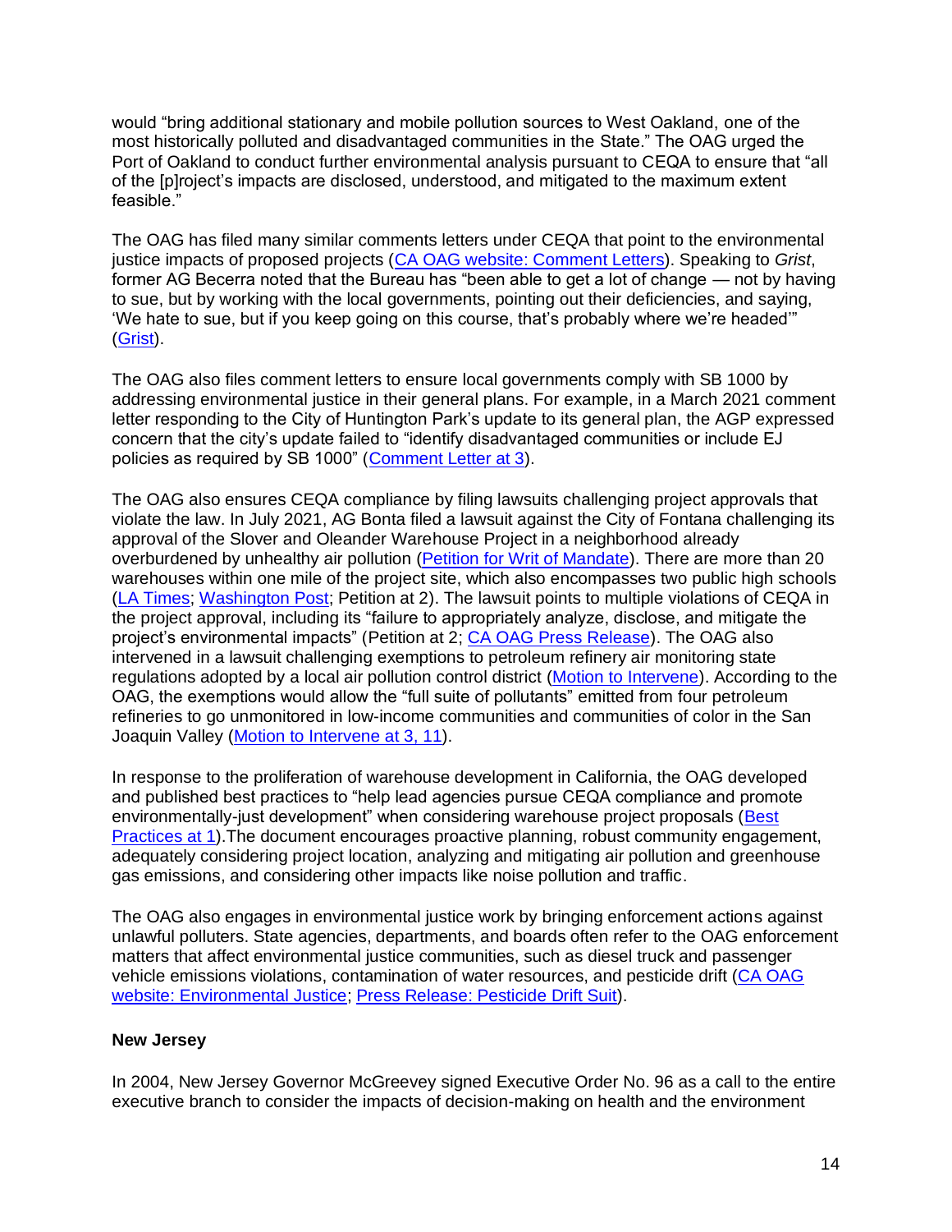would "bring additional stationary and mobile pollution sources to West Oakland, one of the most historically polluted and disadvantaged communities in the State." The OAG urged the Port of Oakland to conduct further environmental analysis pursuant to CEQA to ensure that "all of the [p]roject's impacts are disclosed, understood, and mitigated to the maximum extent feasible."

The OAG has filed many similar comments letters under CEQA that point to the environmental justice impacts of proposed projects (CA OAG website: Comment Letters). Speaking to *Grist*, former AG Becerra noted that the Bureau has "been able to get a lot of change — not by having to sue, but by working with the local governments, pointing out their deficiencies, and saying, 'We hate to sue, but if you keep going on this course, that's probably where we're headed'" (Grist).

The OAG also files comment letters to ensure local governments comply with SB 1000 by addressing environmental justice in their general plans. For example, in a March 2021 comment letter responding to the City of Huntington Park's update to its general plan, the AGP expressed concern that the city's update failed to "identify disadvantaged communities or include EJ policies as required by SB 1000" (Comment Letter at 3).

The OAG also ensures CEQA compliance by filing lawsuits challenging project approvals that violate the law. In July 2021, AG Bonta filed a lawsuit against the City of Fontana challenging its approval of the Slover and Oleander Warehouse Project in a neighborhood already overburdened by unhealthy air pollution (Petition for Writ of Mandate). There are more than 20 warehouses within one mile of the project site, which also encompasses two public high schools (LA Times; Washington Post; Petition at 2). The lawsuit points to multiple violations of CEQA in the project approval, including its "failure to appropriately analyze, disclose, and mitigate the project's environmental impacts" (Petition at 2; CA OAG Press Release). The OAG also intervened in a lawsuit challenging exemptions to petroleum refinery air monitoring state regulations adopted by a local air pollution control district (Motion to Intervene). According to the OAG, the exemptions would allow the "full suite of pollutants" emitted from four petroleum refineries to go unmonitored in low-income communities and communities of color in the San Joaquin Valley (Motion to Intervene at 3, 11).

In response to the proliferation of warehouse development in California, the OAG developed and published best practices to "help lead agencies pursue CEQA compliance and promote environmentally-just development" when considering warehouse project proposals (Best Practices at 1).The document encourages proactive planning, robust community engagement, adequately considering project location, analyzing and mitigating air pollution and greenhouse gas emissions, and considering other impacts like noise pollution and traffic.

The OAG also engages in environmental justice work by bringing enforcement actions against unlawful polluters. State agencies, departments, and boards often refer to the OAG enforcement matters that affect environmental justice communities, such as diesel truck and passenger vehicle emissions violations, contamination of water resources, and pesticide drift (CA OAG website: Environmental Justice; Press Release: Pesticide Drift Suit).

**New Jersey**

In 2004, New Jersey Governor McGreevey signed Executive Order No. 96 as a call to the entire executive branch to consider the impacts of decision-making on health and the environment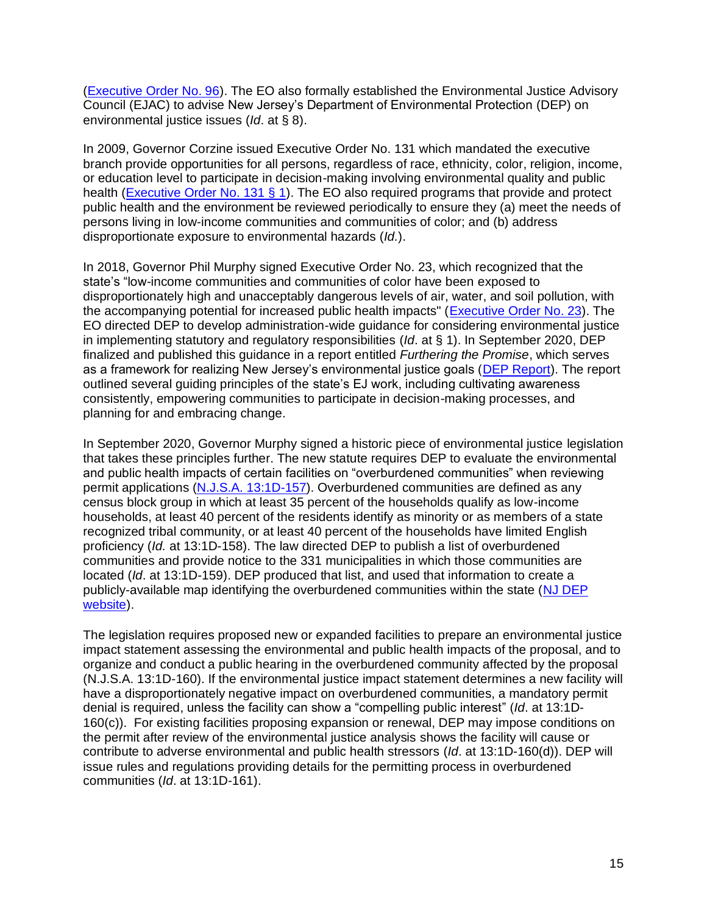([Executive Order No. 96]). The EO also formally established the Environmental Justice Advisory Council (EJAC) to advise New Jersey's Department of Environmental Protection (DEP) on environmental justice issues (*Id*. at § 8).

In 2009, Governor Corzine issued Executive Order No. 131 which mandated the executive branch provide opportunities for all persons, regardless of race, ethnicity, color, religion, income, or education level to participate in decision-making involving environmental quality and public health ([Executive Order No. 131 § 1]). The EO also required programs that provide and protect public health and the environment be reviewed periodically to ensure they (a) meet the needs of persons living in low-income communities and communities of color; and (b) address disproportionate exposure to environmental hazards (*Id.*).

In 2018, Governor Phil Murphy signed Executive Order No. 23, which recognized that the state's "low-income communities and communities of color have been exposed to disproportionately high and unacceptably dangerous levels of air, water, and soil pollution, with the accompanying potential for increased public health impacts" ([Executive Order No. 23]). The EO directed DEP to develop administration-wide guidance for considering environmental justice in implementing statutory and regulatory responsibilities (*Id*. at § 1). In September 2020, DEP finalized and published this guidance in a report entitled *Furthering the Promise*, which serves as a framework for realizing New Jersey's environmental justice goals ([DEP Report]). The report outlined several guiding principles of the state's EJ work, including cultivating awareness consistently, empowering communities to participate in decision-making processes, and planning for and embracing change.

In September 2020, Governor Murphy signed a historic piece of environmental justice legislation that takes these principles further. The new statute requires DEP to evaluate the environmental and public health impacts of certain facilities on "overburdened communities" when reviewing permit applications ([N.J.S.A. 13:1D-157]). Overburdened communities are defined as any census block group in which at least 35 percent of the households qualify as low-income households, at least 40 percent of the residents identify as minority or as members of a state recognized tribal community, or at least 40 percent of the households have limited English proficiency (*Id.* at 13:1D-158). The law directed DEP to publish a list of overburdened communities and provide notice to the 331 municipalities in which those communities are located (*Id*. at 13:1D-159). DEP produced that list, and used that information to create a publicly-available map identifying the overburdened communities within the state ([NJ DEP website]).

The legislation requires proposed new or expanded facilities to prepare an environmental justice impact statement assessing the environmental and public health impacts of the proposal, and to organize and conduct a public hearing in the overburdened community affected by the proposal (N.J.S.A. 13:1D-160). If the environmental justice impact statement determines a new facility will have a disproportionately negative impact on overburdened communities, a mandatory permit denial is required, unless the facility can show a "compelling public interest" (*Id*. at 13:1D-160(c)). For existing facilities proposing expansion or renewal, DEP may impose conditions on the permit after review of the environmental justice analysis shows the facility will cause or contribute to adverse environmental and public health stressors (*Id*. at 13:1D-160(d)). DEP will issue rules and regulations providing details for the permitting process in overburdened communities (*Id*. at 13:1D-161).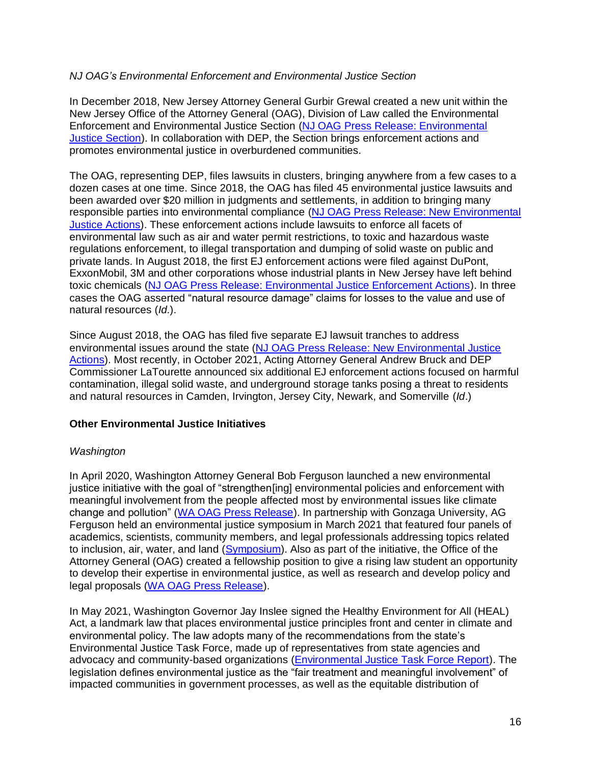*NJ OAG's Environmental Enforcement and Environmental Justice Section*

In December 2018, New Jersey Attorney General Gurbir Grewal created a new unit within the New Jersey Office of the Attorney General (OAG), Division of Law called the Environmental Enforcement and Environmental Justice Section (NJ OAG Press Release: Environmental Justice Section). In collaboration with DEP, the Section brings enforcement actions and promotes environmental justice in overburdened communities.

The OAG, representing DEP, files lawsuits in clusters, bringing anywhere from a few cases to a dozen cases at one time. Since 2018, the OAG has filed 45 environmental justice lawsuits and been awarded over $20 million in judgments and settlements, in addition to bringing many responsible parties into environmental compliance (NJ OAG Press Release: New Environmental Justice Actions). These enforcement actions include lawsuits to enforce all facets of environmental law such as air and water permit restrictions, to toxic and hazardous waste regulations enforcement, to illegal transportation and dumping of solid waste on public and private lands. In August 2018, the first EJ enforcement actions were filed against DuPont, ExxonMobil, 3M and other corporations whose industrial plants in New Jersey have left behind toxic chemicals (NJ OAG Press Release: Environmental Justice Enforcement Actions). In three cases the OAG asserted "natural resource damage" claims for losses to the value and use of natural resources (*Id.*).

Since August 2018, the OAG has filed five separate EJ lawsuit tranches to address environmental issues around the state (NJ OAG Press Release: New Environmental Justice Actions). Most recently, in October 2021, Acting Attorney General Andrew Bruck and DEP Commissioner LaTourette announced six additional EJ enforcement actions focused on harmful contamination, illegal solid waste, and underground storage tanks posing a threat to residents and natural resources in Camden, Irvington, Jersey City, Newark, and Somerville (*Id.*)

## Other Environmental Justice Initiatives

*Washington*

In April 2020, Washington Attorney General Bob Ferguson launched a new environmental justice initiative with the goal of "strengthen[ing] environmental policies and enforcement with meaningful involvement from the people affected most by environmental issues like climate change and pollution" (WA OAG Press Release). In partnership with Gonzaga University, AG Ferguson held an environmental justice symposium in March 2021 that featured four panels of academics, scientists, community members, and legal professionals addressing topics related to inclusion, air, water, and land (Symposium). Also as part of the initiative, the Office of the Attorney General (OAG) created a fellowship position to give a rising law student an opportunity to develop their expertise in environmental justice, as well as research and develop policy and legal proposals (WA OAG Press Release).

In May 2021, Washington Governor Jay Inslee signed the Healthy Environment for All (HEAL) Act, a landmark law that places environmental justice principles front and center in climate and environmental policy. The law adopts many of the recommendations from the state's Environmental Justice Task Force, made up of representatives from state agencies and advocacy and community-based organizations (Environmental Justice Task Force Report). The legislation defines environmental justice as the "fair treatment and meaningful involvement" of impacted communities in government processes, as well as the equitable distribution of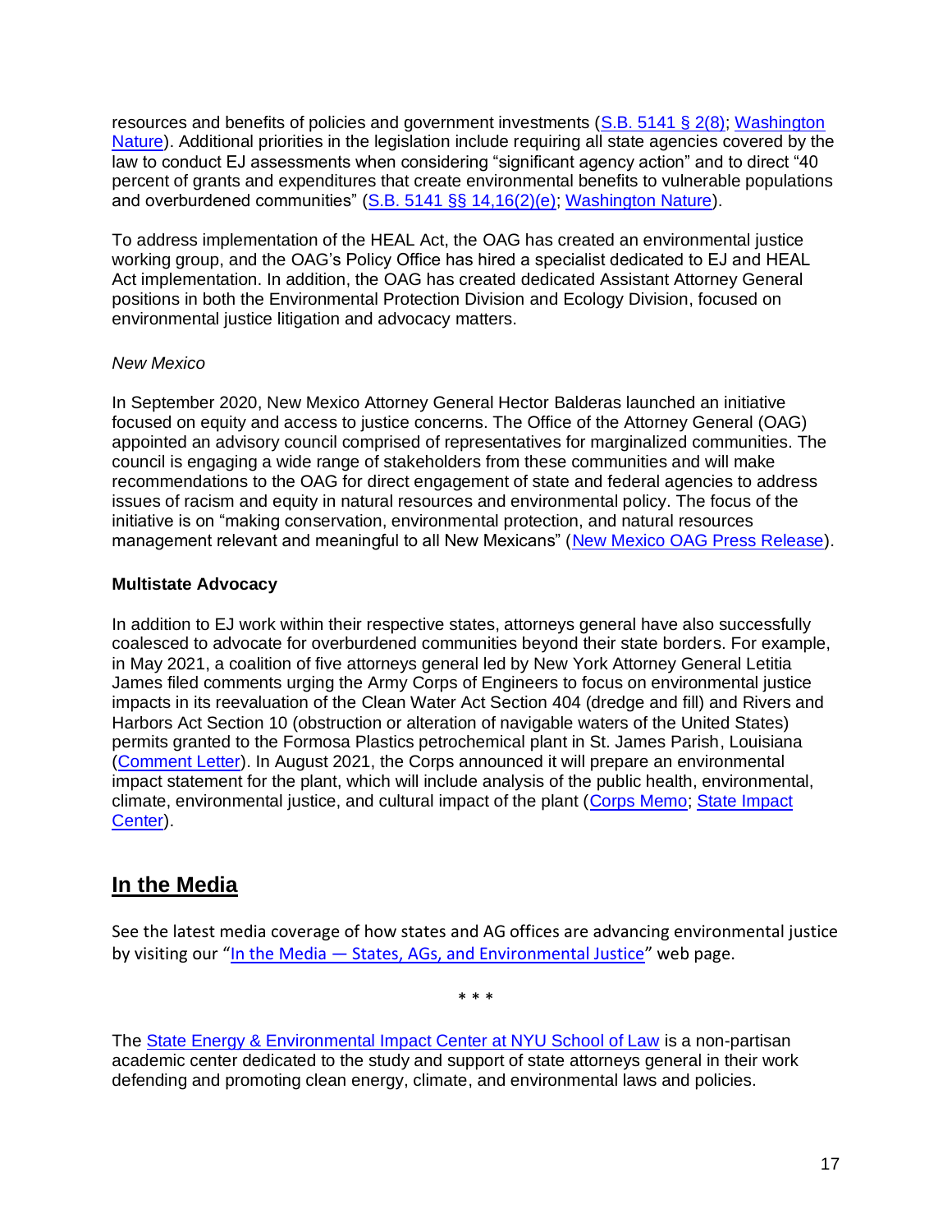resources and benefits of policies and government investments (S.B. 5141 § 2(8); Washington Nature). Additional priorities in the legislation include requiring all state agencies covered by the law to conduct EJ assessments when considering "significant agency action" and to direct "40 percent of grants and expenditures that create environmental benefits to vulnerable populations and overburdened communities" (S.B. 5141 §§ 14,16(2)(e); Washington Nature).

To address implementation of the HEAL Act, the OAG has created an environmental justice working group, and the OAG's Policy Office has hired a specialist dedicated to EJ and HEAL Act implementation. In addition, the OAG has created dedicated Assistant Attorney General positions in both the Environmental Protection Division and Ecology Division, focused on environmental justice litigation and advocacy matters.

*New Mexico*

In September 2020, New Mexico Attorney General Hector Balderas launched an initiative focused on equity and access to justice concerns. The Office of the Attorney General (OAG) appointed an advisory council comprised of representatives for marginalized communities. The council is engaging a wide range of stakeholders from these communities and will make recommendations to the OAG for direct engagement of state and federal agencies to address issues of racism and equity in natural resources and environmental policy. The focus of the initiative is on "making conservation, environmental protection, and natural resources management relevant and meaningful to all New Mexicans" (New Mexico OAG Press Release).

**Multistate Advocacy**

In addition to EJ work within their respective states, attorneys general have also successfully coalesced to advocate for overburdened communities beyond their state borders. For example, in May 2021, a coalition of five attorneys general led by New York Attorney General Letitia James filed comments urging the Army Corps of Engineers to focus on environmental justice impacts in its reevaluation of the Clean Water Act Section 404 (dredge and fill) and Rivers and Harbors Act Section 10 (obstruction or alteration of navigable waters of the United States) permits granted to the Formosa Plastics petrochemical plant in St. James Parish, Louisiana (Comment Letter). In August 2021, the Corps announced it will prepare an environmental impact statement for the plant, which will include analysis of the public health, environmental, climate, environmental justice, and cultural impact of the plant (Corps Memo; State Impact Center).

## In the Media

See the latest media coverage of how states and AG offices are advancing environmental justice by visiting our "In the Media — States, AGs, and Environmental Justice" web page.

\* \* \*

The State Energy & Environmental Impact Center at NYU School of Law is a non-partisan academic center dedicated to the study and support of state attorneys general in their work defending and promoting clean energy, climate, and environmental laws and policies.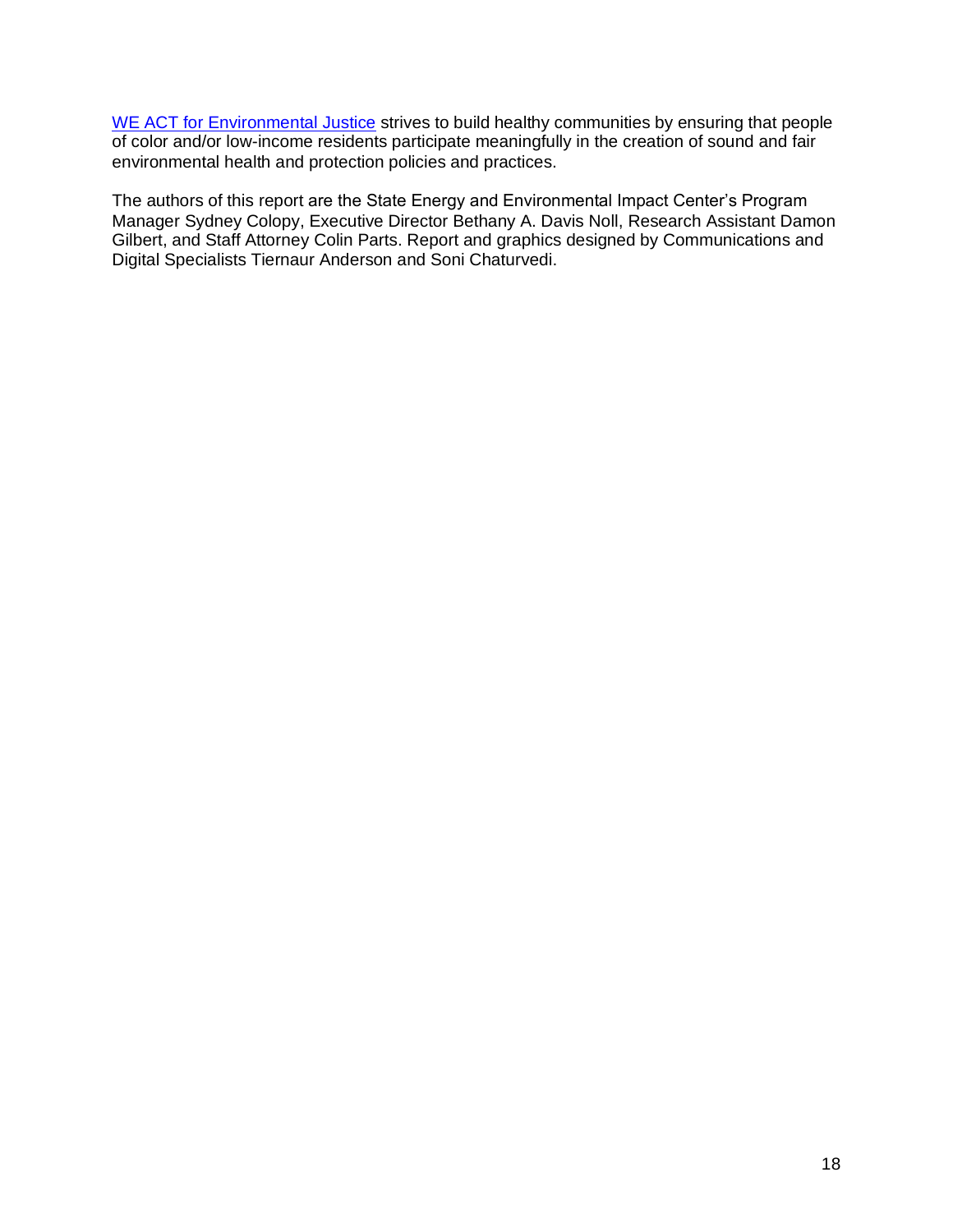[WE ACT for Environmental Justice] strives to build healthy communities by ensuring that people of color and/or low-income residents participate meaningfully in the creation of sound and fair environmental health and protection policies and practices.

The authors of this report are the State Energy and Environmental Impact Center's Program Manager Sydney Colopy, Executive Director Bethany A. Davis Noll, Research Assistant Damon Gilbert, and Staff Attorney Colin Parts. Report and graphics designed by Communications and Digital Specialists Tiernaur Anderson and Soni Chaturvedi.